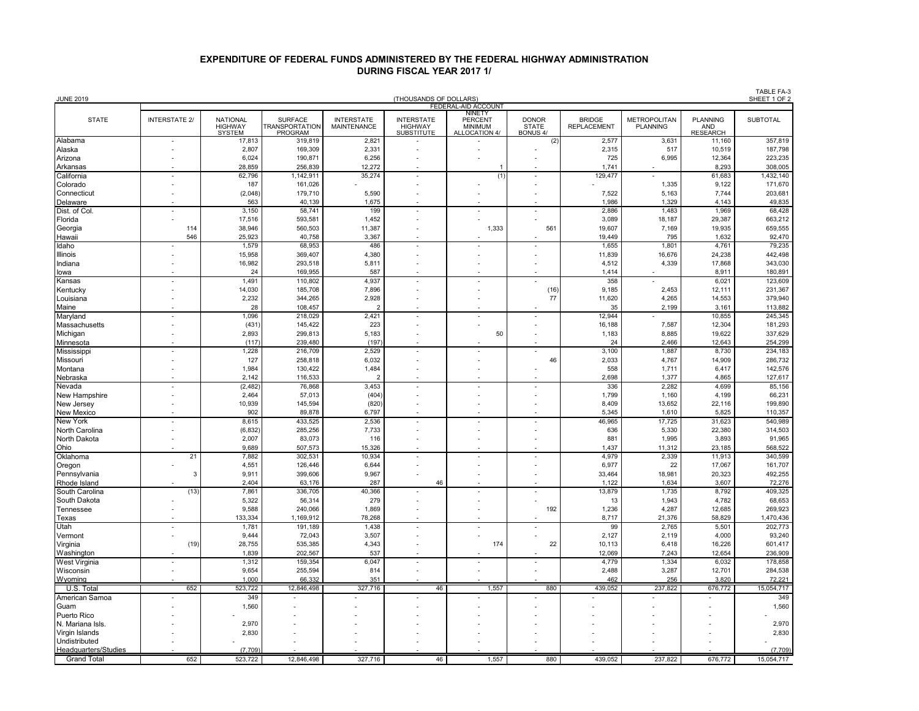# EXPENDITURE OF FEDERAL FUNDS ADMINISTERED BY THE FEDERAL HIGHWAY ADMINISTRATION DURING FISCAL YEAR 2017 1/

JUNE 2019

(THOUSANDS OF DOLLARS)

TABLE FA-3
SHEET 1 OF 2

| STATE | FEDERAL-AID ACCOUNT | | | | | | | | | | |
|---|---|---|---|---|---|---|---|---|---|---|---|
| | INTERSTATE 2/ | NATIONAL HIGHWAY SYSTEM | SURFACE TRANSPORTATION PROGRAM | INTERSTATE MAINTENANCE | INTERSTATE HIGHWAY SUBSTITUTE | NINETY PERCENT MINIMUM ALLOCATION 4/ | DONOR STATE BONUS 4/ | BRIDGE REPLACEMENT | METROPOLITAN PLANNING | PLANNING AND RESEARCH | SUBTOTAL |
| Alabama | - | 17,813 | 319,819 | 2,821 | - | - | (2) | 2,577 | 3,631 | 11,160 | 357,819 |
| Alaska | - | 2,807 | 169,309 | 2,331 | - | - | - | 2,315 | 517 | 10,519 | 187,798 |
| Arizona | - | 6,024 | 190,871 | 6,256 | - | - | - | 725 | 6,995 | 12,364 | 223,235 |
| Arkansas | - | 28,859 | 256,839 | 12,272 | - | 1 | - | 1,741 | - | 8,293 | 308,005 |
| California | - | 62,796 | 1,142,911 | 35,274 | - | (1) | - | 129,477 | - | 61,683 | 1,432,140 |
| Colorado | - | 187 | 161,026 | - | - | - | - | - | 1,335 | 9,122 | 171,670 |
| Connecticut | - | (2,048) | 179,710 | 5,590 | - | - | - | 7,522 | 5,163 | 7,744 | 203,681 |
| Delaware | - | 563 | 40,139 | 1,675 | - | - | - | 1,986 | 1,329 | 4,143 | 49,835 |
| Dist. of Col. | - | 3,150 | 58,741 | 199 | - | - | - | 2,886 | 1,483 | 1,969 | 68,428 |
| Florida | - | 17,516 | 593,581 | 1,452 | - | - | - | 3,089 | 18,187 | 29,387 | 663,212 |
| Georgia | 114 | 38,946 | 560,503 | 11,387 | - | 1,333 | 561 | 19,607 | 7,169 | 19,935 | 659,555 |
| Hawaii | 546 | 25,923 | 40,758 | 3,367 | - | - | - | 19,449 | 795 | 1,632 | 92,470 |
| Idaho | - | 1,579 | 68,953 | 486 | - | - | - | 1,655 | 1,801 | 4,761 | 79,235 |
| Illinois | - | 15,958 | 369,407 | 4,380 | - | - | - | 11,839 | 16,676 | 24,238 | 442,498 |
| Indiana | - | 16,982 | 293,518 | 5,811 | - | - | - | 4,512 | 4,339 | 17,868 | 343,030 |
| Iowa | - | 24 | 169,955 | 587 | - | - | - | 1,414 | - | 8,911 | 180,891 |
| Kansas | - | 1,491 | 110,802 | 4,937 | - | - | - | 358 | - | 6,021 | 123,609 |
| Kentucky | - | 14,030 | 185,708 | 7,896 | - | - | (16) | 9,185 | 2,453 | 12,111 | 231,367 |
| Louisiana | - | 2,232 | 344,265 | 2,928 | - | - | 77 | 11,620 | 4,265 | 14,553 | 379,940 |
| Maine | - | 28 | 108,457 | 2 | - | - | - | 35 | 2,199 | 3,161 | 113,882 |
| Maryland | - | 1,096 | 218,029 | 2,421 | - | - | - | 12,944 | - | 10,855 | 245,345 |
| Massachusetts | - | (431) | 145,422 | 223 | - | - | - | 16,188 | 7,587 | 12,304 | 181,293 |
| Michigan | - | 2,893 | 299,813 | 5,183 | - | 50 | - | 1,183 | 8,885 | 19,622 | 337,629 |
| Minnesota | - | (117) | 239,480 | (197) | - | - | - | 24 | 2,466 | 12,643 | 254,299 |
| Mississippi | - | 1,228 | 216,709 | 2,529 | - | - | - | 3,100 | 1,887 | 8,730 | 234,183 |
| Missouri | - | 127 | 258,818 | 6,032 | - | - | 46 | 2,033 | 4,767 | 14,909 | 286,732 |
| Montana | - | 1,984 | 130,422 | 1,484 | - | - | - | 558 | 1,711 | 6,417 | 142,576 |
| Nebraska | - | 2,142 | 116,533 | 2 | - | - | - | 2,698 | 1,377 | 4,865 | 127,617 |
| Nevada | - | (2,482) | 76,868 | 3,453 | - | - | - | 336 | 2,282 | 4,699 | 85,156 |
| New Hampshire | - | 2,464 | 57,013 | (404) | - | - | - | 1,799 | 1,160 | 4,199 | 66,231 |
| New Jersey | - | 10,939 | 145,594 | (820) | - | - | - | 8,409 | 13,652 | 22,116 | 199,890 |
| New Mexico | - | 902 | 89,878 | 6,797 | - | - | - | 5,345 | 1,610 | 5,825 | 110,357 |
| New York | - | 8,615 | 433,525 | 2,536 | - | - | - | 46,965 | 17,725 | 31,623 | 540,989 |
| North Carolina | - | (6,832) | 285,256 | 7,733 | - | - | - | 636 | 5,330 | 22,380 | 314,503 |
| North Dakota | - | 2,007 | 83,073 | 116 | - | - | - | 881 | 1,995 | 3,893 | 91,965 |
| Ohio | - | 9,689 | 507,573 | 15,326 | - | - | - | 1,437 | 11,312 | 23,185 | 568,522 |
| Oklahoma | 21 | 7,882 | 302,531 | 10,934 | - | - | - | 4,979 | 2,339 | 11,913 | 340,599 |
| Oregon | - | 4,551 | 126,446 | 6,644 | - | - | - | 6,977 | 22 | 17,067 | 161,707 |
| Pennsylvania | 3 | 9,911 | 399,606 | 9,967 | - | - | - | 33,464 | 18,981 | 20,323 | 492,255 |
| Rhode Island | - | 2,404 | 63,176 | 287 | 46 | - | - | 1,122 | 1,634 | 3,607 | 72,276 |
| South Carolina | (13) | 7,861 | 336,705 | 40,366 | - | - | - | 13,879 | 1,735 | 8,792 | 409,325 |
| South Dakota | - | 5,322 | 56,314 | 279 | - | - | - | 13 | 1,943 | 4,782 | 68,653 |
| Tennessee | - | 9,588 | 240,066 | 1,869 | - | - | 192 | 1,236 | 4,287 | 12,685 | 269,923 |
| Texas | - | 133,334 | 1,169,912 | 78,268 | - | - | - | 8,717 | 21,376 | 58,829 | 1,470,436 |
| Utah | - | 1,781 | 191,189 | 1,438 | - | - | - | 99 | 2,765 | 5,501 | 202,773 |
| Vermont | - | 9,444 | 72,043 | 3,507 | - | - | - | 2,127 | 2,119 | 4,000 | 93,240 |
| Virginia | (19) | 28,755 | 535,385 | 4,343 | - | 174 | 22 | 10,113 | 6,418 | 16,226 | 601,417 |
| Washington | - | 1,839 | 202,567 | 537 | - | - | - | 12,069 | 7,243 | 12,654 | 236,909 |
| West Virginia | - | 1,312 | 159,354 | 6,047 | - | - | - | 4,779 | 1,334 | 6,032 | 178,858 |
| Wisconsin | - | 9,654 | 255,594 | 814 | - | - | - | 2,488 | 3,287 | 12,701 | 284,538 |
| Wyoming | - | 1,000 | 66,332 | 351 | - | - | - | 462 | 256 | 3,820 | 72,221 |
| U.S. Total | 652 | 523,722 | 12,846,498 | 327,716 | 46 | 1,557 | 880 | 439,052 | 237,822 | 676,772 | 15,054,717 |
| American Samoa | - | 349 | - | - | - | - | - | - | - | - | 349 |
| Guam | - | 1,560 | - | - | - | - | - | - | - | - | 1,560 |
| Puerto Rico | - | - | - | - | - | - | - | - | - | - | - |
| N. Mariana Isls. | - | 2,970 | - | - | - | - | - | - | - | - | 2,970 |
| Virgin Islands | - | 2,830 | - | - | - | - | - | - | - | - | 2,830 |
| Undistributed | - | - | - | - | - | - | - | - | - | - | - |
| Headquarters/Studies | - | (7,709) | - | - | - | - | - | - | - | - | (7,709) |
| Grand Total | 652 | 523,722 | 12,846,498 | 327,716 | 46 | 1,557 | 880 | 439,052 | 237,822 | 676,772 | 15,054,717 |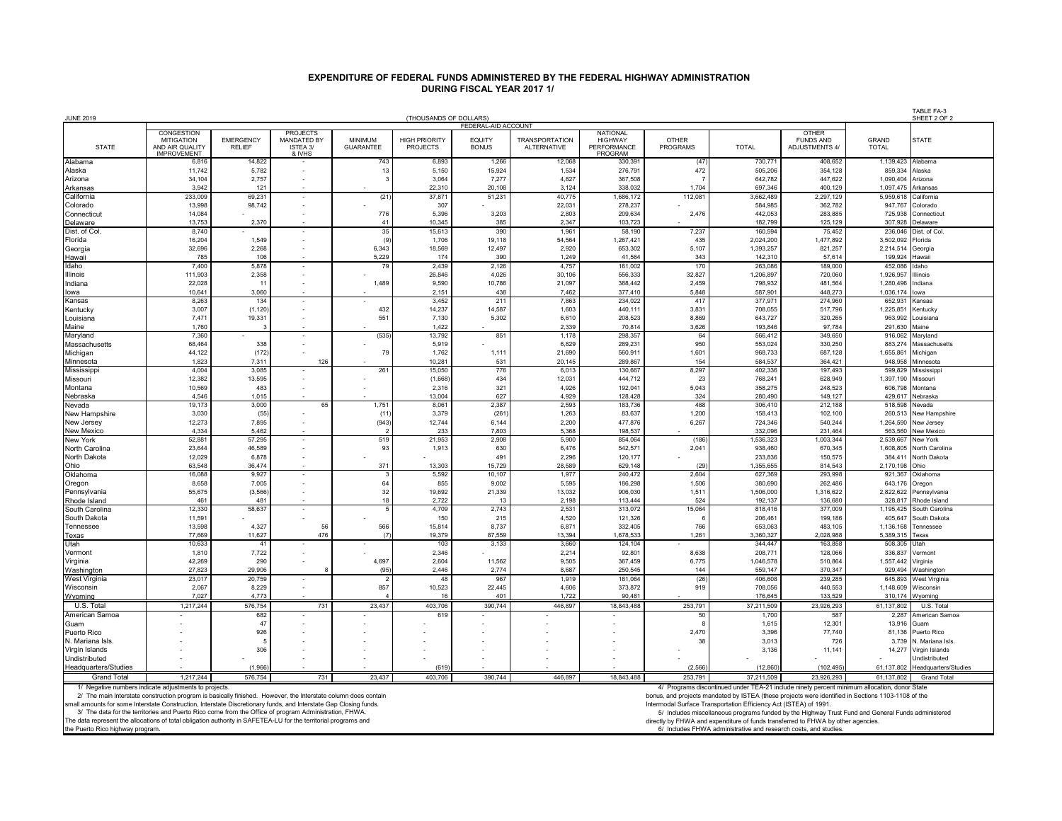# EXPENDITURE OF FEDERAL FUNDS ADMINISTERED BY THE FEDERAL HIGHWAY ADMINISTRATION DURING FISCAL YEAR 2017 1/

JUNE 2019 | (THOUSANDS OF DOLLARS) | TABLE FA-3 SHEET 2 OF 2

| STATE | FEDERAL-AID ACCOUNT | | | | | | | | | | OTHER FUNDS AND ADJUSTMENTS 4/ | GRAND TOTAL | STATE |
|---|---|---|---|---|---|---|---|---|---|---|---|---|---|
| | CONGESTION MITIGATION AND AIR QUALITY IMPROVEMENT | EMERGENCY RELIEF | PROJECTS MANDATED BY ISTEA 3/ & IVHS | MINIMUM GUARANTEE | HIGH PRIORITY PROJECTS | EQUITY BONUS | TRANSPORTATION ALTERNATIVE | NATIONAL HIGHWAY PERFORMANCE PROGRAM | OTHER PROGRAMS | TOTAL | | | |
| Alabama | 6,816 | 14,822 | - | 743 | 6,893 | 1,266 | 12,068 | 330,391 | (47) | 730,771 | 408,652 | 1,139,423 | Alabama |
| Alaska | 11,742 | 5,782 | - | 13 | 5,150 | 15,924 | 1,534 | 276,791 | 472 | 505,206 | 354,128 | 859,334 | Alaska |
| Arizona | 34,104 | 2,757 | - | 3 | 3,064 | 7,277 | 4,827 | 367,508 | 7 | 642,782 | 447,622 | 1,090,404 | Arizona |
| Arkansas | 3,942 | 121 | - | - | 22,310 | 20,108 | 3,124 | 338,032 | 1,704 | 697,346 | 400,129 | 1,097,475 | Arkansas |
| California | 233,009 | 69,231 | - | (21) | 37,871 | 51,231 | 40,775 | 1,686,172 | 112,081 | 3,662,489 | 2,297,129 | 5,959,618 | California |
| Colorado | 13,998 | 98,742 | - | - | 307 | - | 22,031 | 278,237 | - | 584,985 | 362,782 | 947,767 | Colorado |
| Connecticut | 14,084 | - | - | 776 | 5,396 | 3,203 | 2,803 | 209,634 | 2,476 | 442,053 | 283,885 | 725,938 | Connecticut |
| Delaware | 13,753 | 2,370 | - | 41 | 10,345 | 385 | 2,347 | 103,723 | - | 182,799 | 125,129 | 307,928 | Delaware |
| Dist. of Col. | 8,740 | - | - | 35 | 15,613 | 390 | 1,961 | 58,190 | 7,237 | 160,594 | 75,452 | 236,046 | Dist. of Col. |
| Florida | 16,204 | 1,549 | - | (9) | 1,706 | 19,118 | 54,564 | 1,267,421 | 435 | 2,024,200 | 1,477,892 | 3,502,092 | Florida |
| Georgia | 32,696 | 2,268 | - | 6,343 | 18,569 | 12,497 | 2,920 | 653,302 | 5,107 | 1,393,257 | 821,257 | 2,214,514 | Georgia |
| Hawaii | 785 | 106 | - | 5,229 | 174 | 390 | 1,249 | 41,564 | 343 | 142,310 | 57,614 | 199,924 | Hawaii |
| Idaho | 7,400 | 5,878 | - | 79 | 2,439 | 2,126 | 4,757 | 161,002 | 170 | 263,086 | 189,000 | 452,086 | Idaho |
| Illinois | 111,903 | 2,358 | - | - | 26,846 | 4,026 | 30,106 | 556,333 | 32,827 | 1,206,897 | 720,060 | 1,926,957 | Illinois |
| Indiana | 22,028 | 11 | - | 1,489 | 9,590 | 10,786 | 21,097 | 388,442 | 2,459 | 798,932 | 481,564 | 1,280,496 | Indiana |
| Iowa | 10,641 | 3,060 | - | - | 2,151 | 438 | 7,462 | 377,410 | 5,848 | 587,901 | 448,273 | 1,036,174 | Iowa |
| Kansas | 8,263 | 134 | - | - | 3,452 | 211 | 7,863 | 234,022 | 417 | 377,971 | 274,960 | 652,931 | Kansas |
| Kentucky | 3,007 | (1,120) | - | 432 | 14,237 | 14,587 | 1,603 | 440,111 | 3,831 | 708,055 | 517,796 | 1,225,851 | Kentucky |
| Louisiana | 7,471 | 19,331 | - | 551 | 7,130 | 5,302 | 6,610 | 208,523 | 8,869 | 643,727 | 320,265 | 963,992 | Louisiana |
| Maine | 1,760 | 3 | - | - | 1,422 | - | 2,339 | 70,814 | 3,626 | 193,846 | 97,784 | 291,630 | Maine |
| Maryland | 7,360 | - | - | (535) | 13,792 | 851 | 1,178 | 298,357 | 64 | 566,412 | 349,650 | 916,062 | Maryland |
| Massachusetts | 68,464 | 338 | - | - | 5,919 | - | 6,829 | 289,231 | 950 | 553,024 | 330,250 | 883,274 | Massachusetts |
| Michigan | 44,122 | (172) | - | 79 | 1,762 | 1,111 | 21,690 | 560,911 | 1,601 | 968,733 | 687,128 | 1,655,861 | Michigan |
| Minnesota | 1,823 | 7,311 | 126 | - | 10,281 | 531 | 20,145 | 289,867 | 154 | 584,537 | 364,421 | 948,958 | Minnesota |
| Mississippi | 4,004 | 3,085 | - | 261 | 15,050 | 776 | 6,013 | 130,667 | 8,297 | 402,336 | 197,493 | 599,829 | Mississippi |
| Missouri | 12,382 | 13,595 | - | - | (1,668) | 434 | 12,031 | 444,712 | 23 | 768,241 | 628,949 | 1,397,190 | Missouri |
| Montana | 10,569 | 483 | - | - | 2,316 | 321 | 4,926 | 192,041 | 5,043 | 358,275 | 248,523 | 606,798 | Montana |
| Nebraska | 4,546 | 1,015 | - | - | 13,004 | 627 | 4,929 | 128,428 | 324 | 280,490 | 149,127 | 429,617 | Nebraska |
| Nevada | 19,173 | 3,000 | 65 | 1,751 | 8,061 | 2,387 | 2,593 | 183,736 | 488 | 306,410 | 212,188 | 518,598 | Nevada |
| New Hampshire | 3,030 | (55) | - | (11) | 3,379 | (261) | 1,263 | 83,637 | 1,200 | 158,413 | 102,100 | 260,513 | New Hampshire |
| New Jersey | 12,273 | 7,895 | - | (943) | 12,744 | 6,144 | 2,200 | 477,876 | 6,267 | 724,346 | 540,244 | 1,264,590 | New Jersey |
| New Mexico | 4,334 | 5,462 | - | 2 | 233 | 7,803 | 5,368 | 198,537 | - | 332,096 | 231,464 | 563,560 | New Mexico |
| New York | 52,881 | 57,295 | - | 519 | 21,953 | 2,908 | 5,900 | 854,064 | (186) | 1,536,323 | 1,003,344 | 2,539,667 | New York |
| North Carolina | 23,644 | 46,589 | - | 93 | 1,913 | 630 | 6,476 | 542,571 | 2,041 | 938,460 | 670,345 | 1,608,805 | North Carolina |
| North Dakota | 12,029 | 6,878 | - | - | - | 491 | 2,296 | 120,177 | - | 233,836 | 150,575 | 384,411 | North Dakota |
| Ohio | 63,548 | 36,474 | - | 371 | 13,303 | 15,729 | 28,589 | 629,148 | (29) | 1,355,655 | 814,543 | 2,170,198 | Ohio |
| Oklahoma | 16,088 | 9,927 | - | 3 | 5,592 | 10,107 | 1,977 | 240,472 | 2,604 | 627,369 | 293,998 | 921,367 | Oklahoma |
| Oregon | 8,658 | 7,005 | - | 64 | 855 | 9,002 | 5,595 | 186,298 | 1,506 | 380,690 | 262,486 | 643,176 | Oregon |
| Pennsylvania | 55,675 | (3,566) | - | 32 | 19,692 | 21,339 | 13,032 | 906,030 | 1,511 | 1,506,000 | 1,316,622 | 2,822,622 | Pennsylvania |
| Rhode Island | 461 | 481 | - | 18 | 2,722 | 13 | 2,198 | 113,444 | 524 | 192,137 | 136,680 | 328,817 | Rhode Island |
| South Carolina | 12,330 | 58,637 | - | 5 | 4,709 | 2,743 | 2,531 | 313,072 | 15,064 | 818,416 | 377,009 | 1,195,425 | South Carolina |
| South Dakota | 11,591 | - | - | - | 150 | 215 | 4,520 | 121,326 | 6 | 206,461 | 199,186 | 405,647 | South Dakota |
| Tennessee | 13,598 | 4,327 | 56 | 566 | 15,814 | 8,737 | 6,871 | 332,405 | 766 | 653,063 | 483,105 | 1,136,168 | Tennessee |
| Texas | 77,669 | 11,627 | 476 | (7) | 19,379 | 87,559 | 13,394 | 1,678,533 | 1,261 | 3,360,327 | 2,028,988 | 5,389,315 | Texas |
| Utah | 10,633 | 41 | - | - | 103 | 3,133 | 3,660 | 124,104 | - | 344,447 | 163,858 | 508,305 | Utah |
| Vermont | 1,810 | 7,722 | - | - | 2,346 | - | 2,214 | 92,801 | 8,638 | 208,771 | 128,066 | 336,837 | Vermont |
| Virginia | 42,269 | 290 | - | 4,697 | 2,604 | 11,562 | 9,505 | 367,459 | 6,775 | 1,046,578 | 510,864 | 1,557,442 | Virginia |
| Washington | 27,823 | 29,906 | 8 | (95) | 2,446 | 2,774 | 8,687 | 250,545 | 144 | 559,147 | 370,347 | 929,494 | Washington |
| West Virginia | 23,017 | 20,759 | - | 2 | 48 | 967 | 1,919 | 181,064 | (26) | 406,608 | 239,285 | 645,893 | West Virginia |
| Wisconsin | 2,067 | 8,229 | - | 857 | 10,523 | 22,445 | 4,606 | 373,872 | 919 | 708,056 | 440,553 | 1,148,609 | Wisconsin |
| Wyoming | 7,027 | 4,773 | - | 4 | 16 | 401 | 1,722 | 90,481 | - | 176,645 | 133,529 | 310,174 | Wyoming |
| U.S. Total | 1,217,244 | 576,754 | 731 | 23,437 | 403,706 | 390,744 | 446,897 | 18,843,488 | 253,791 | 37,211,509 | 23,926,293 | 61,137,802 | U.S. Total |
| American Samoa | - | 682 | - | - | 619 | - | - | - | 50 | 1,700 | 587 | 2,287 | American Samoa |
| Guam | - | 47 | - | - | - | - | - | - | 8 | 1,615 | 12,301 | 13,916 | Guam |
| Puerto Rico | - | 926 | - | - | - | - | - | - | 2,470 | 3,396 | 77,740 | 81,136 | Puerto Rico |
| N. Mariana Isls. | - | 5 | - | - | - | - | - | - | 38 | 3,013 | 726 | 3,739 | N. Mariana Isls. |
| Virgin Islands | - | 306 | - | - | - | - | - | - | - | 3,136 | 11,141 | 14,277 | Virgin Islands |
| Undistributed | - | - | - | - | - | - | - | - | - | - | - | - | Undistributed |
| Headquarters/Studies | - | (1,966) | - | - | (619) | - | - | - | (2,566) | (12,860) | (102,495) | 61,137,802 | Headquarters/Studies |
| Grand Total | 1,217,244 | 576,754 | 731 | 23,437 | 403,706 | 390,744 | 446,897 | 18,843,488 | 253,791 | 37,211,509 | 23,926,293 | 61,137,802 | Grand Total |

1/ Negative numbers indicate adjustments to projects.

2/ The main Interstate construction program is basically finished. However, the Interstate column does contain small amounts for some Interstate Construction, Interstate Discretionary funds, and Interstate Gap Closing funds.

3/ The data for the territories and Puerto Rico come from the Office of program Administration, FHWA. The data represent the allocations of total obligation authority in SAFETEA-LU for the territorial programs and the Puerto Rico highway program.

4/ Programs discontinued under TEA-21 include ninety percent minimum allocation, donor State bonus, and projects mandated by ISTEA (these projects were identified in Sections 1103-1108 of the Intermodal Surface Transportation Efficiency Act (ISTEA) of 1991.

5/ Includes miscellaneous programs funded by the Highway Trust Fund and General Funds administered directly by FHWA and expenditure of funds transferred to FHWA by other agencies.

6/ Includes FHWA administrative and research costs, and studies.